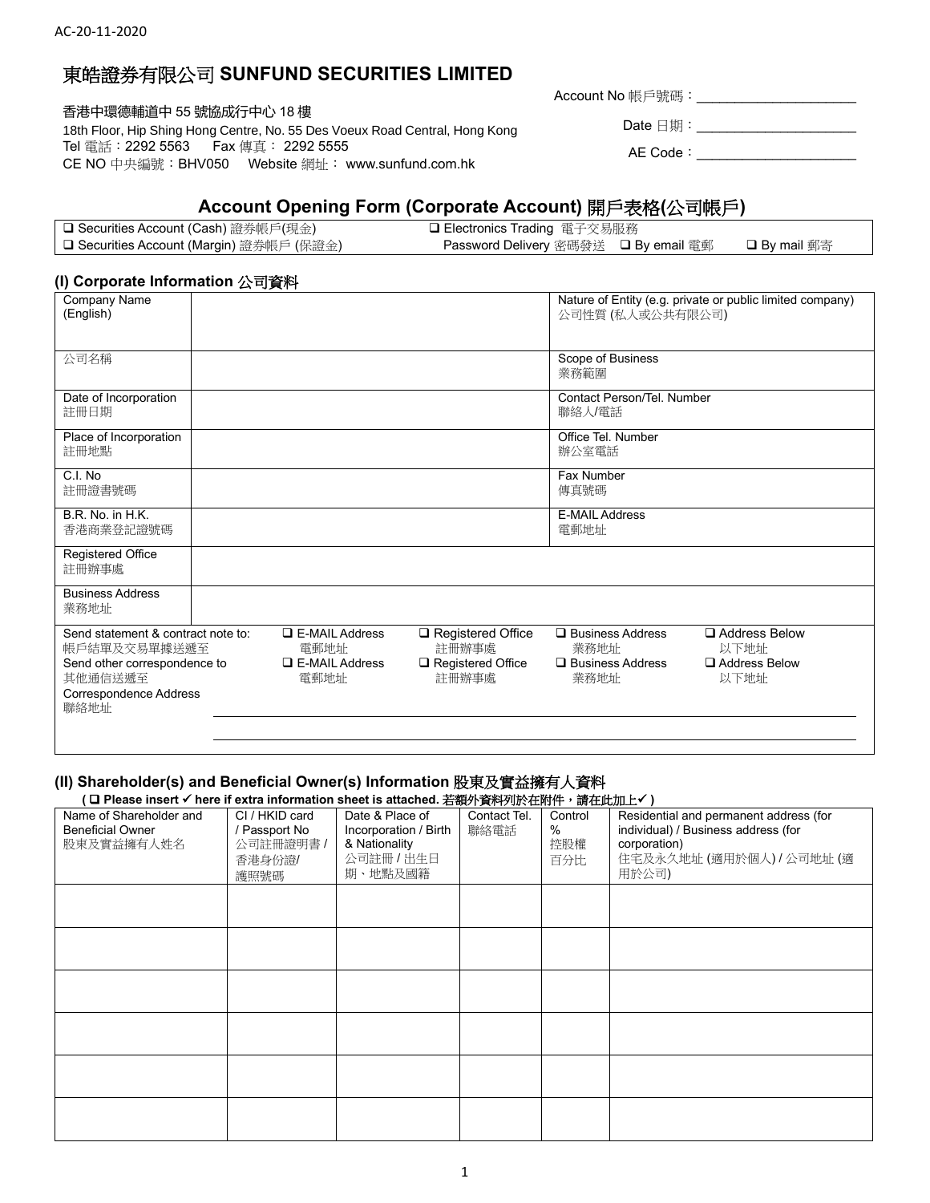AC-20-11-2020

# 東皓證券有限公司 SUNFUND SECURITIES LIMITED

香港中環德輔道中 55 號協成行中心 18 樓
18th Floor, Hip Shing Hong Centre, No. 55 Des Voeux Road Central, Hong Kong
Tel 電話：2292 5563 Fax 傳真： 2292 5555
CE NO 中央編號：BHV050 Website 網址： www.sunfund.com.hk

Account No 帳戶號碼：____________________

Date 日期：____________________

AE Code：____________________

## Account Opening Form (Corporate Account) 開戶表格(公司帳戶)

| | |
|---|---|
| ❑ Securities Account (Cash) 證券帳戶(現金) | ❑ Electronics Trading 電子交易服務 |
| ❑ Securities Account (Margin) 證券帳戶 (保證金) | Password Delivery 密碼發送 ❑ By email 電郵 ❑ By mail 郵寄 |

### (I) Corporate Information 公司資料

| | | |
|---|---|---|
| Company Name (English) | | Nature of Entity (e.g. private or public limited company) 公司性質 (私人或公共有限公司) |
| 公司名稱 | | Scope of Business 業務範圍 |
| Date of Incorporation 註冊日期 | | Contact Person/Tel. Number 聯絡人/電話 |
| Place of Incorporation 註冊地點 | | Office Tel. Number 辦公室電話 |
| C.I. No 註冊證書號碼 | | Fax Number 傳真號碼 |
| B.R. No. in H.K. 香港商業登記證號碼 | | E-MAIL Address 電郵地址 |
| Registered Office 註冊辦事處 | | |
| Business Address 業務地址 | | |

Send statement & contract note to: 帳戶結單及交易單據送遞至 ❑ E-MAIL Address 電郵地址 ❑ Registered Office 註冊辦事處 ❑ Business Address 業務地址 ❑ Address Below 以下地址

Send other correspondence to 其他通信送遞至 ❑ E-MAIL Address 電郵地址 ❑ Registered Office 註冊辦事處 ❑ Business Address 業務地址 ❑ Address Below 以下地址

Correspondence Address 聯絡地址 ____________________________________________

____________________________________________

### (II) Shareholder(s) and Beneficial Owner(s) Information 股東及實益擁有人資料

**( ❑ Please insert ✓ here if extra information sheet is attached. 若額外資料列於在附件，請在此加上✓ )**

| Name of Shareholder and Beneficial Owner 股東及實益擁有人姓名 | CI / HKID card / Passport No 公司註冊證明書 / 香港身份證/ 護照號碼 | Date & Place of Incorporation / Birth & Nationality 公司註冊 / 出生日期、地點及國籍 | Contact Tel. 聯絡電話 | Control % 控股權百分比 | Residential and permanent address (for individual) / Business address (for corporation) 住宅及永久地址 (適用於個人) / 公司地址 (適用於公司) |
|---|---|---|---|---|---|
| | | | | | |
| | | | | | |
| | | | | | |
| | | | | | |
| | | | | | |
| | | | | | |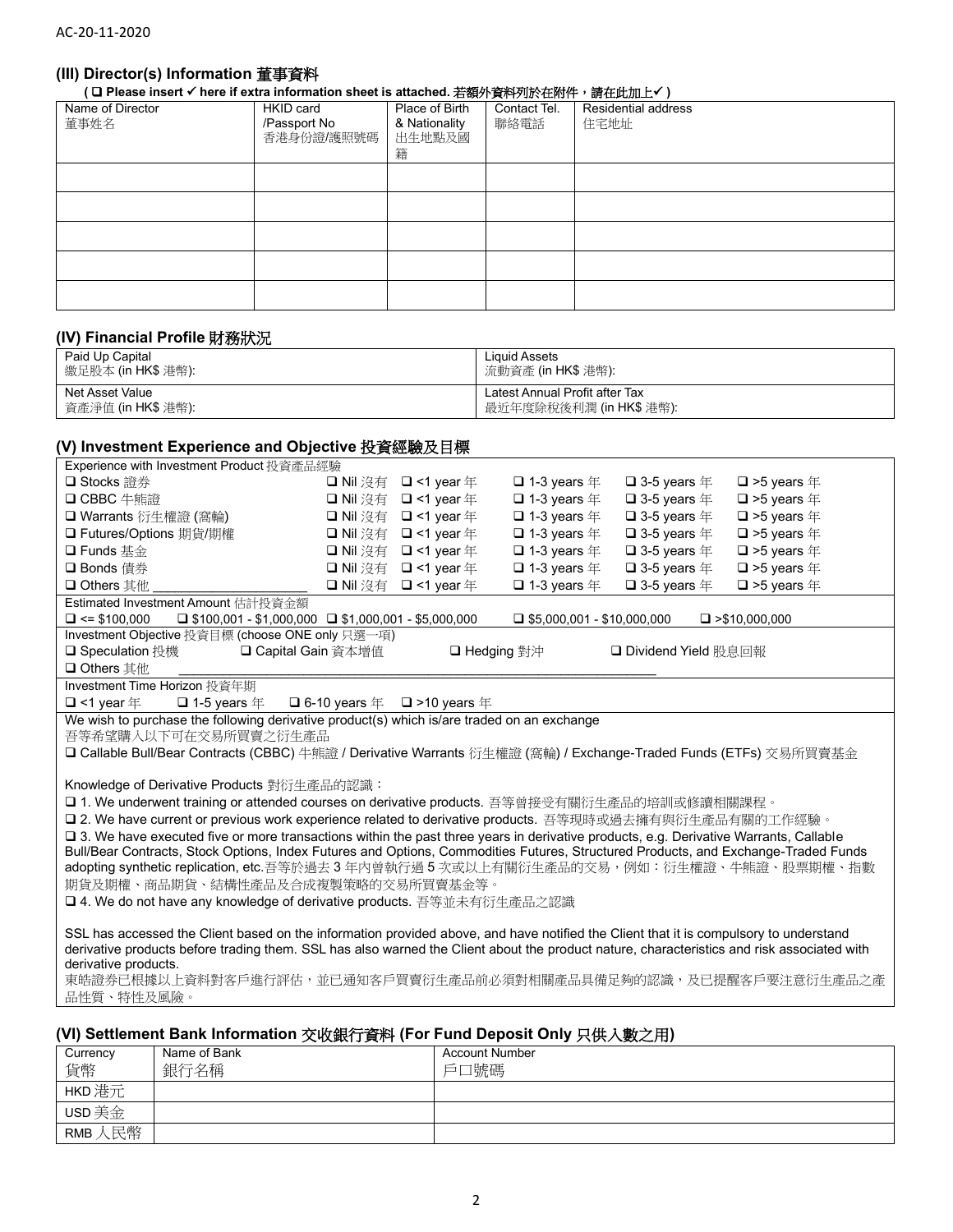AC-20-11-2020

## (III) Director(s) Information 董事資料

**( ❑ Please insert ✓ here if extra information sheet is attached. 若額外資料列於在附件，請在此加上✓ )**

| Name of Director 董事姓名 | HKID card /Passport No 香港身份證/護照號碼 | Place of Birth & Nationality 出生地點及國籍 | Contact Tel. 聯絡電話 | Residential address 住宅地址 |
|---|---|---|---|---|
| | | | | |
| | | | | |
| | | | | |
| | | | | |
| | | | | |

## (IV) Financial Profile 財務狀況

| | |
|---|---|
| Paid Up Capital 繳足股本 (in HK$ 港幣): | Liquid Assets 流動資產 (in HK$ 港幣): |
| Net Asset Value 資產淨值 (in HK$ 港幣): | Latest Annual Profit after Tax 最近年度除稅後利潤 (in HK$ 港幣): |

## (V) Investment Experience and Objective 投資經驗及目標

Experience with Investment Product 投資產品經驗

| | | | | | |
|---|---|---|---|---|---|
| ❑ Stocks 證券 | ❑ Nil 沒有 | ❑ <1 year 年 | ❑ 1-3 years 年 | ❑ 3-5 years 年 | ❑ >5 years 年 |
| ❑ CBBC 牛熊證 | ❑ Nil 沒有 | ❑ <1 year 年 | ❑ 1-3 years 年 | ❑ 3-5 years 年 | ❑ >5 years 年 |
| ❑ Warrants 衍生權證 (窩輪) | ❑ Nil 沒有 | ❑ <1 year 年 | ❑ 1-3 years 年 | ❑ 3-5 years 年 | ❑ >5 years 年 |
| ❑ Futures/Options 期貨/期權 | ❑ Nil 沒有 | ❑ <1 year 年 | ❑ 1-3 years 年 | ❑ 3-5 years 年 | ❑ >5 years 年 |
| ❑ Funds 基金 | ❑ Nil 沒有 | ❑ <1 year 年 | ❑ 1-3 years 年 | ❑ 3-5 years 年 | ❑ >5 years 年 |
| ❑ Bonds 債券 | ❑ Nil 沒有 | ❑ <1 year 年 | ❑ 1-3 years 年 | ❑ 3-5 years 年 | ❑ >5 years 年 |
| ❑ Others 其他 ____________________ | ❑ Nil 沒有 | ❑ <1 year 年 | ❑ 1-3 years 年 | ❑ 3-5 years 年 | ❑ >5 years 年 |

Estimated Investment Amount 估計投資金額

❑ <= $100,000 ❑ $100,001 - $1,000,000 ❑ $1,000,001 - $5,000,000 ❑ $5,000,001 - $10,000,000 ❑ >$10,000,000

Investment Objective 投資目標 (choose ONE only 只選一項)

❑ Speculation 投機 ❑ Capital Gain 資本增值 ❑ Hedging 對沖 ❑ Dividend Yield 股息回報

❑ Others 其他 ____________________________________________

Investment Time Horizon 投資年期

❑ <1 year 年 ❑ 1-5 years 年 ❑ 6-10 years 年 ❑ >10 years 年

We wish to purchase the following derivative product(s) which is/are traded on an exchange
吾等希望購入以下可在交易所買賣之衍生產品

❑ Callable Bull/Bear Contracts (CBBC) 牛熊證 / Derivative Warrants 衍生權證 (窩輪) / Exchange-Traded Funds (ETFs) 交易所買賣基金

Knowledge of Derivative Products 對衍生產品的認識：

❑ 1. We underwent training or attended courses on derivative products. 吾等曾接受有關衍生產品的培訓或修讀相關課程。

❑ 2. We have current or previous work experience related to derivative products. 吾等現時或過去擁有與衍生產品有關的工作經驗。

❑ 3. We have executed five or more transactions within the past three years in derivative products, e.g. Derivative Warrants, Callable Bull/Bear Contracts, Stock Options, Index Futures and Options, Commodities Futures, Structured Products, and Exchange-Traded Funds adopting synthetic replication, etc.吾等於過去 3 年內曾執行過 5 次或以上有關衍生產品的交易，例如：衍生權證、牛熊證、股票期權、指數期貨及期權、商品期貨、結構性產品及合成複製策略的交易所買賣基金等。

❑ 4. We do not have any knowledge of derivative products. 吾等並未有衍生產品之認識

SSL has accessed the Client based on the information provided above, and have notified the Client that it is compulsory to understand derivative products before trading them. SSL has also warned the Client about the product nature, characteristics and risk associated with derivative products.

東皓證券已根據以上資料對客戶進行評估，並已通知客戶買賣衍生產品前必須對相關產品具備足夠的認識，及已提醒客戶要注意衍生產品之產品性質、特性及風險。

## (VI) Settlement Bank Information 交收銀行資料 (For Fund Deposit Only 只供入數之用)

| Currency 貨幣 | Name of Bank 銀行名稱 | Account Number 戶口號碼 |
|---|---|---|
| HKD 港元 | | |
| USD 美金 | | |
| RMB 人民幣 | | |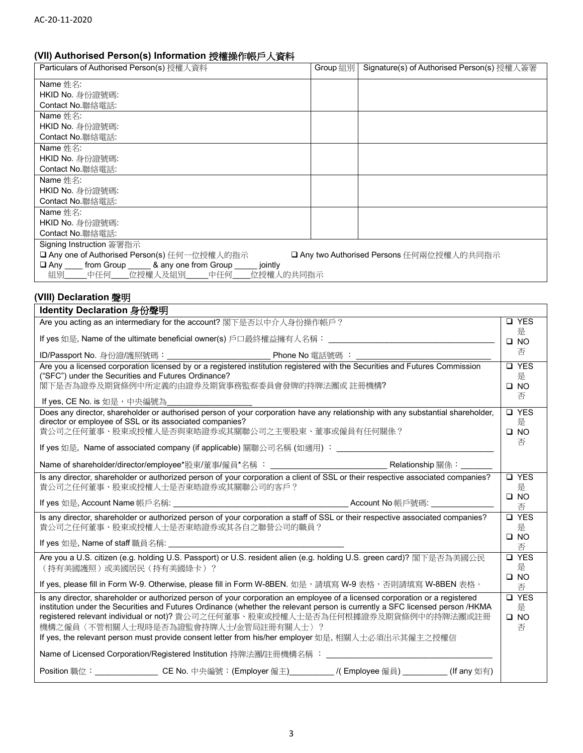AC-20-11-2020

## (VII) Authorised Person(s) Information 授權操作帳戶人資料

| Particulars of Authorised Person(s) 授權人資料 | Group 組別 | Signature(s) of Authorised Person(s) 授權人簽署 |
|---|---|---|
| Name 姓名:<br>HKID No. 身份證號碼:<br>Contact No.聯絡電話: | | |
| Name 姓名:<br>HKID No. 身份證號碼:<br>Contact No.聯絡電話: | | |
| Name 姓名:<br>HKID No. 身份證號碼:<br>Contact No.聯絡電話: | | |
| Name 姓名:<br>HKID No. 身份證號碼:<br>Contact No.聯絡電話: | | |
| Name 姓名:<br>HKID No. 身份證號碼:<br>Contact No.聯絡電話: | | |
| Signing Instruction 簽署指示<br>❑ Any one of Authorised Person(s) 任何一位授權人的指示 ❑ Any two Authorised Persons 任何兩位授權人的共同指示<br>❑ Any ____ from Group _____ & any one from Group _____ jointly<br>組別_____中任何____位授權人及組別_____中任何____位授權人的共同指示 | | |

## (VIII) Declaration 聲明

| Identity Declaration 身份聲明 | |
|---|---|
| Are you acting as an intermediary for the account? 閣下是否以中介人身份操作帳戶？<br>If yes 如是, Name of the ultimate beneficial owner(s) 戶口最終權益擁有人名稱： ____________________<br>ID/Passport No. 身份證/護照號碼：____________________ Phone No 電話號碼 ： ____________________ | ❑ YES 是<br>❑ NO 否 |
| Are you a licensed corporation licensed by or a registered institution registered with the Securities and Futures Commission ("SFC") under the Securities and Futures Ordinance?<br>閣下是否為證券及期貨條例中所定義的由證券及期貨事務監察委員會發牌的持牌法團或 註冊機構?<br>If yes, CE No. is 如是，中央編號為__________________ | ❑ YES 是<br>❑ NO 否 |
| Does any director, shareholder or authorised person of your corporation have any relationship with any substantial shareholder, director or employee of SSL or its associated companies?<br>貴公司之任何董事、股東或授權人是否與東皓證券或其關聯公司之主要股東、董事或僱員有任何關係？<br>If yes 如是, Name of associated company (if applicable) 關聯公司名稱 (如適用) ： ____________________<br>Name of shareholder/director/employee*股東/董事/僱員*名稱 ： ____________________ Relationship 關係：_______ | ❑ YES 是<br>❑ NO 否 |
| Is any director, shareholder or authorized person of your corporation a client of SSL or their respective associated companies?<br>貴公司之任何董事、股東或授權人士是否東皓證券或其關聯公司的客戶？<br>If yes 如是, Account Name 帳戶名稱: ____________________ Account No 帳戶號碼: ______________ | ❑ YES 是<br>❑ NO 否 |
| Is any director, shareholder or authorized person of your corporation a staff of SSL or their respective associated companies?<br>貴公司之任何董事、股東或授權人士是否東皓證券或其各自之聯營公司的職員？<br>If yes 如是, Name of staff 職員名稱: ____________________ | ❑ YES 是<br>❑ NO 否 |
| Are you a U.S. citizen (e.g. holding U.S. Passport) or U.S. resident alien (e.g. holding U.S. green card)? 閣下是否為美國公民（持有美國護照）或美國居民（持有美國綠卡）？<br>If yes, please fill in Form W-9. Otherwise, please fill in Form W-8BEN. 如是，請填寫 W-9 表格，否則請填寫 W-8BEN 表格。 | ❑ YES 是<br>❑ NO 否 |
| Is any director, shareholder or authorized person of your corporation an employee of a licensed corporation or a registered institution under the Securities and Futures Ordinance (whether the relevant person is currently a SFC licensed person /HKMA registered relevant individual or not)? 貴公司之任何董事、股東或授權人士是否為任何根據證券及期貨條例中的持牌法團或註冊機構之僱員〈不管相關人士現時是否為證監會持牌人士/金管局註冊有關人士〉？<br>If yes, the relevant person must provide consent letter from his/her employer 如是, 相關人士必須出示其僱主之授權信<br>Name of Licensed Corporation/Registered Institution 持牌法團/註冊機構名稱 ： ____________________<br>Position 職位：______________ CE No. 中央編號：(Employer 僱主)__________ /( Employee 僱員) __________ (If any 如有) | ❑ YES 是<br>❑ NO 否 |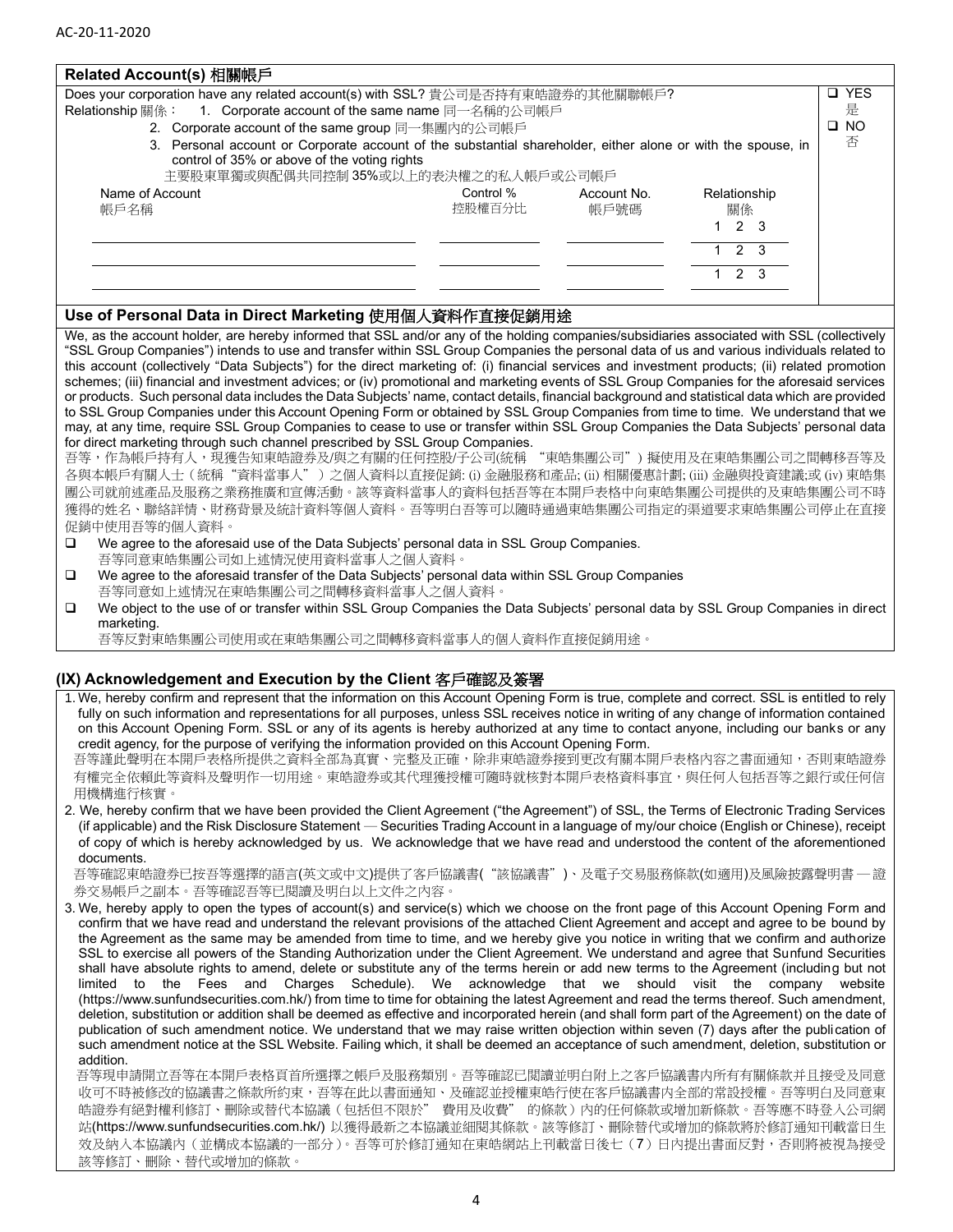AC-20-11-2020

## Related Account(s) 相關帳戶

Does your corporation have any related account(s) with SSL? 貴公司是否持有東皓證券的其他關聯帳戶?

❑ YES 是 ❑ NO 否

Relationship 關係：

1. Corporate account of the same name 同一名稱的公司帳戶
2. Corporate account of the same group 同一集團內的公司帳戶
3. Personal account or Corporate account of the substantial shareholder, either alone or with the spouse, in control of 35% or above of the voting rights
   主要股東單獨或與配偶共同控制 35%或以上的表決權之的私人帳戶或公司帳戶

| Name of Account 帳戶名稱 | Control % 控股權百分比 | Account No. 帳戶號碼 | Relationship 關係 |
|---|---|---|---|
| | | | 1 2 3 |
| | | | 1 2 3 |
| | | | 1 2 3 |

## Use of Personal Data in Direct Marketing 使用個人資料作直接促銷用途

We, as the account holder, are hereby informed that SSL and/or any of the holding companies/subsidiaries associated with SSL (collectively "SSL Group Companies") intends to use and transfer within SSL Group Companies the personal data of us and various individuals related to this account (collectively "Data Subjects") for the direct marketing of: (i) financial services and investment products; (ii) related promotion schemes; (iii) financial and investment advices; or (iv) promotional and marketing events of SSL Group Companies for the aforesaid services or products. Such personal data includes the Data Subjects' name, contact details, financial background and statistical data which are provided to SSL Group Companies under this Account Opening Form or obtained by SSL Group Companies from time to time. We understand that we may, at any time, require SSL Group Companies to cease to use or transfer within SSL Group Companies the Data Subjects' personal data for direct marketing through such channel prescribed by SSL Group Companies.

吾等，作為帳戶持有人，現獲告知東皓證券及/與之有關的任何控股/子公司(統稱 "東皓集團公司") 擬使用及在東皓集團公司之間轉移吾等及各與本帳戶有關人士（統稱 "資料當事人" ）之個人資料以直接促銷: (i) 金融服務和產品; (ii) 相關優惠計劃; (iii) 金融與投資建議;或 (iv) 東皓集團公司就前述產品及服務之業務推廣和宣傳活動。該等資料當事人的資料包括吾等在本開戶表格中向東皓集團公司提供的及東皓集團公司不時獲得的姓名、聯絡詳情、財務背景及統計資料等個人資料。吾等明白吾等可以隨時通過東皓集團公司指定的渠道要求東皓集團公司停止在直接促銷中使用吾等的個人資料。

- ❑ We agree to the aforesaid use of the Data Subjects' personal data in SSL Group Companies.
  吾等同意東皓集團公司如上述情況使用資料當事人之個人資料。
- ❑ We agree to the aforesaid transfer of the Data Subjects' personal data within SSL Group Companies
  吾等同意如上述情況在東皓集團公司之間轉移資料當事人之個人資料。
- ❑ We object to the use of or transfer within SSL Group Companies the Data Subjects' personal data by SSL Group Companies in direct marketing.
  吾等反對東皓集團公司使用或在東皓集團公司之間轉移資料當事人的個人資料作直接促銷用途。

## (IX) Acknowledgement and Execution by the Client 客戶確認及簽署

1. We, hereby confirm and represent that the information on this Account Opening Form is true, complete and correct. SSL is entitled to rely fully on such information and representations for all purposes, unless SSL receives notice in writing of any change of information contained on this Account Opening Form. SSL or any of its agents is hereby authorized at any time to contact anyone, including our banks or any credit agency, for the purpose of verifying the information provided on this Account Opening Form.
   吾等謹此聲明在本開戶表格所提供之資料全部為真實、完整及正確，除非東皓證券接到更改有關本開戶表格內容之書面通知，否則東皓證券有權完全依賴此等資料及聲明作一切用途。東皓證券或其代理獲授權可隨時就核對本開戶表格資料事宜，與任何人包括吾等之銀行或任何信用機構進行核實。

2. We, hereby confirm that we have been provided the Client Agreement ("the Agreement") of SSL, the Terms of Electronic Trading Services (if applicable) and the Risk Disclosure Statement — Securities Trading Account in a language of my/our choice (English or Chinese), receipt of copy of which is hereby acknowledged by us. We acknowledge that we have read and understood the content of the aforementioned documents.
   吾等確認東皓證券已按吾等選擇的語言(英文或中文)提供了客戶協議書("該協議書")、及電子交易服務條款(如適用)及風險披露聲明書 — 證券交易帳戶之副本。吾等確認吾等已閱讀及明白以上文件之內容。

3. We, hereby apply to open the types of account(s) and service(s) which we choose on the front page of this Account Opening Form and confirm that we have read and understand the relevant provisions of the attached Client Agreement and accept and agree to be bound by the Agreement as the same may be amended from time to time, and we hereby give you notice in writing that we confirm and authorize SSL to exercise all powers of the Standing Authorization under the Client Agreement. We understand and agree that Sunfund Securities shall have absolute rights to amend, delete or substitute any of the terms herein or add new terms to the Agreement (including but not limited to the Fees and Charges Schedule). We acknowledge that we should visit the company website (https://www.sunfundsecurities.com.hk/) from time to time for obtaining the latest Agreement and read the terms thereof. Such amendment, deletion, substitution or addition shall be deemed as effective and incorporated herein (and shall form part of the Agreement) on the date of publication of such amendment notice. We understand that we may raise written objection within seven (7) days after the publication of such amendment notice at the SSL Website. Failing which, it shall be deemed an acceptance of such amendment, deletion, substitution or addition.
   吾等現申請開立吾等在本開戶表格頁首所選擇之帳戶及服務類別。吾等確認已閱讀並明白附上之客戶協議書內所有有關條款并且接受及同意收可不時被修改的協議書之條款所約束，吾等在此以書面通知、及確認並授權東皓行使在客戶協議書內全部的常設授權。吾等明白及同意東皓證券有絕對權利修訂、刪除或替代本協議（包括但不限於" 費用及收費" 的條款）內的任何條款或增加新條款。吾等應不時登入公司網站(https://www.sunfundsecurities.com.hk/) 以獲得最新之本協議並細閱其條款。該等修訂、刪除替代或增加的條款將於修訂通知刊載當日生效及納入本協議內（並構成本協議的一部分）。吾等可於修訂通知在東皓網站上刊載當日後七（7）日內提出書面反對，否則將被視為接受該等修訂、刪除、替代或增加的條款。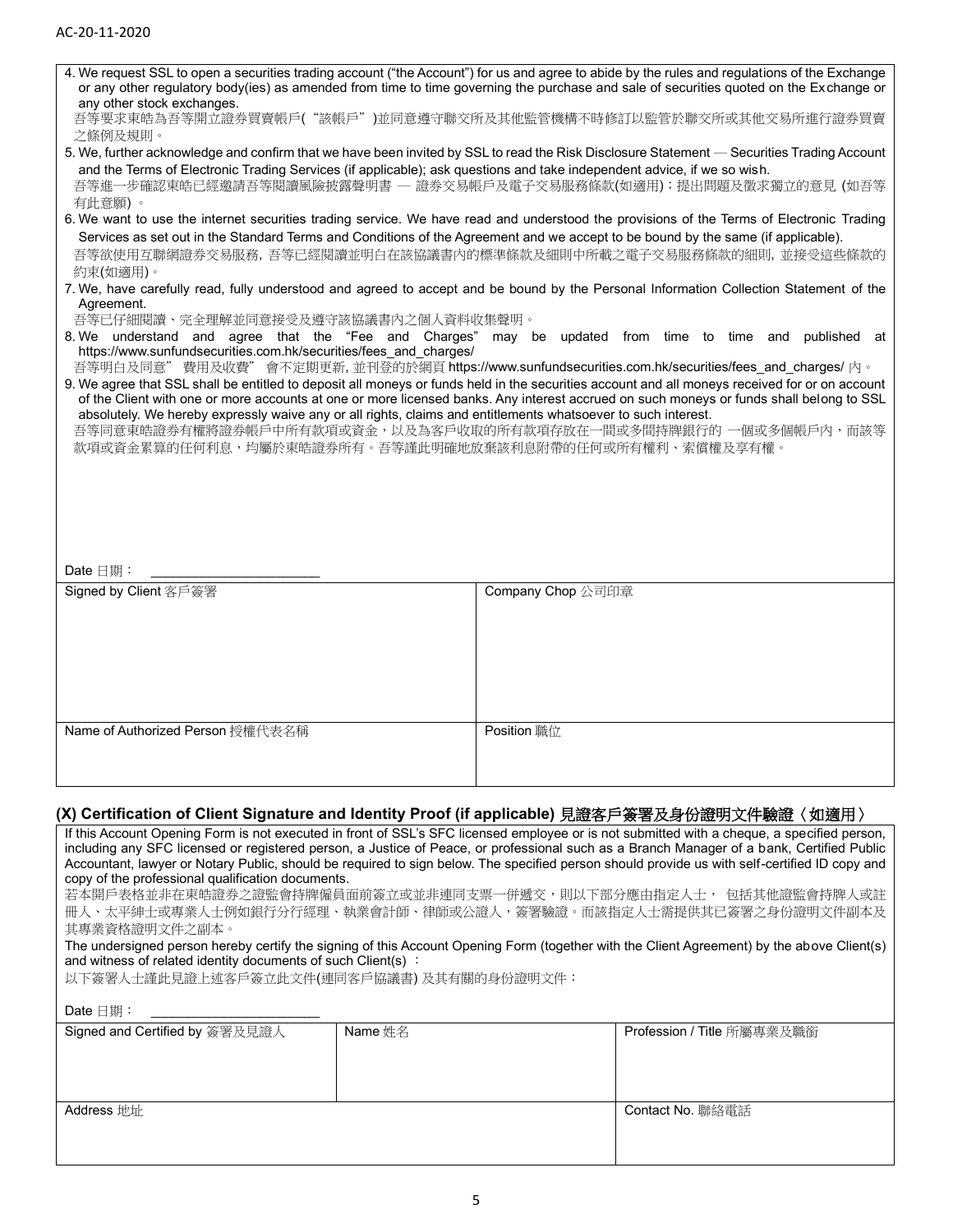4. We request SSL to open a securities trading account ("the Account") for us and agree to abide by the rules and regulations of the Exchange or any other regulatory body(ies) as amended from time to time governing the purchase and sale of securities quoted on the Exchange or any other stock exchanges.
吾等要求東皓為吾等開立證券買賣帳戶("該帳戶")並同意遵守聯交所及其他監管機構不時修訂以監管於聯交所或其他交易所進行證券買賣之條例及規則。

5. We, further acknowledge and confirm that we have been invited by SSL to read the Risk Disclosure Statement — Securities Trading Account and the Terms of Electronic Trading Services (if applicable); ask questions and take independent advice, if we so wish.
吾等進一步確認東皓已經邀請吾等閱讀風險披露聲明書 — 證券交易帳戶及電子交易服務條款(如適用)；提出問題及徵求獨立的意見 (如吾等有此意願)。

6. We want to use the internet securities trading service. We have read and understood the provisions of the Terms of Electronic Trading Services as set out in the Standard Terms and Conditions of the Agreement and we accept to be bound by the same (if applicable).
吾等欲使用互聯網證券交易服務, 吾等已經閱讀並明白在該協議書內的標準條款及細則中所載之電子交易服務條款的細則, 並接受這些條款的約束(如適用)。

7. We, have carefully read, fully understood and agreed to accept and be bound by the Personal Information Collection Statement of the Agreement.
吾等已仔細閱讀、完全理解並同意接受及遵守該協議書內之個人資料收集聲明。

8. We understand and agree that the "Fee and Charges" may be updated from time to time and published at https://www.sunfundsecurities.com.hk/securities/fees_and_charges/
吾等明白及同意" 費用及收費" 會不定期更新, 並刊登的於網頁 https://www.sunfundsecurities.com.hk/securities/fees_and_charges/ 內。

9. We agree that SSL shall be entitled to deposit all moneys or funds held in the securities account and all moneys received for or on account of the Client with one or more accounts at one or more licensed banks. Any interest accrued on such moneys or funds shall belong to SSL absolutely. We hereby expressly waive any or all rights, claims and entitlements whatsoever to such interest.
吾等同意東皓證券有權將證券帳戶中所有款項或資金，以及為客戶收取的所有款項存放在一間或多間持牌銀行的 一個或多個帳戶內，而該等款項或資金累算的任何利息，均屬於東皓證券所有。吾等謹此明確地放棄該利息附帶的任何或所有權利、索償權及享有權。

Date 日期： ______________________

| Signed by Client 客戶簽署 | Company Chop 公司印章 |
|---|---|
| | |
| Name of Authorized Person 授權代表名稱 | Position 職位 |
| | |

## (X) Certification of Client Signature and Identity Proof (if applicable) 見證客戶簽署及身份證明文件驗證〈如適用〉

If this Account Opening Form is not executed in front of SSL's SFC licensed employee or is not submitted with a cheque, a specified person, including any SFC licensed or registered person, a Justice of Peace, or professional such as a Branch Manager of a bank, Certified Public Accountant, lawyer or Notary Public, should be required to sign below. The specified person should provide us with self-certified ID copy and copy of the professional qualification documents.
若本開戶表格並非在東皓證券之證監會持牌僱員面前簽立或並非連同支票一併遞交，則以下部分應由指定人士， 包括其他證監會持牌人或註冊人、太平紳士或專業人士例如銀行分行經理、執業會計師、律師或公證人，簽署驗證。而該指定人士需提供其已簽署之身份證明文件副本及其專業資格證明文件之副本。

The undersigned person hereby certify the signing of this Account Opening Form (together with the Client Agreement) by the above Client(s) and witness of related identity documents of such Client(s) ：
以下簽署人士謹此見證上述客戶簽立此文件(連同客戶協議書) 及其有關的身份證明文件：

Date 日期： ______________________

| Signed and Certified by 簽署及見證人 | Name 姓名 | Profession / Title 所屬專業及職銜 |
|---|---|---|
| | | |
| Address 地址 | | Contact No. 聯絡電話 |
| | | |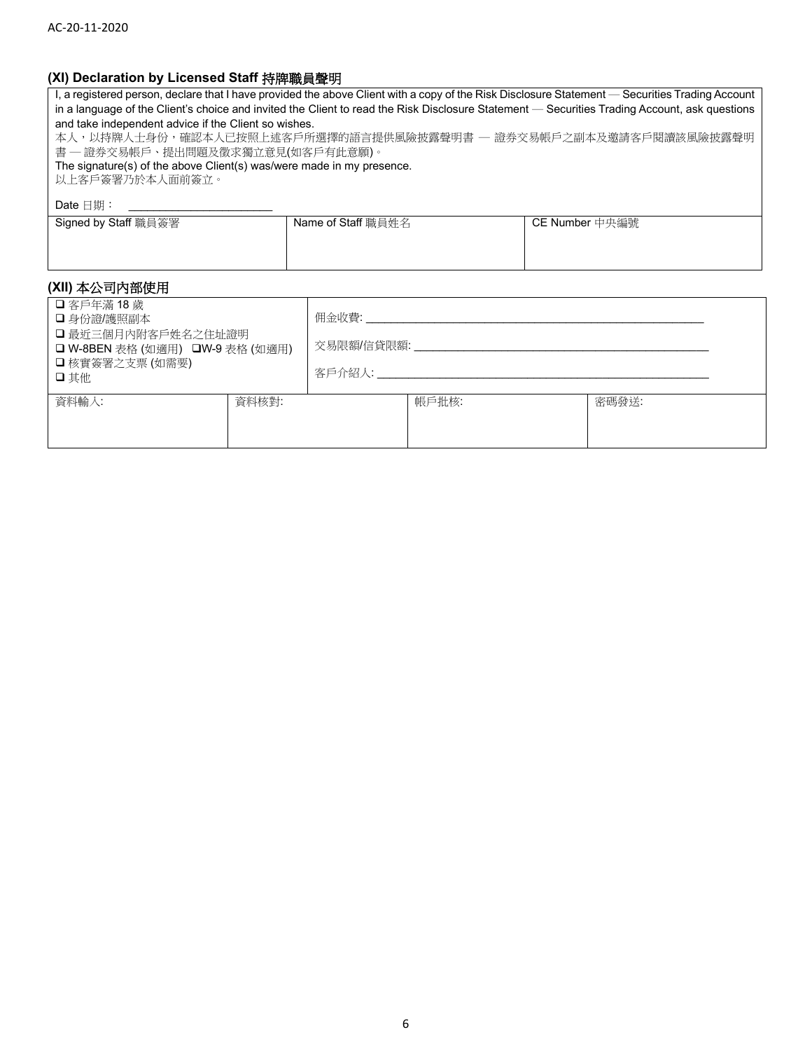## (XI) Declaration by Licensed Staff 持牌職員聲明

I, a registered person, declare that I have provided the above Client with a copy of the Risk Disclosure Statement — Securities Trading Account in a language of the Client's choice and invited the Client to read the Risk Disclosure Statement — Securities Trading Account, ask questions and take independent advice if the Client so wishes.

本人，以持牌人士身份，確認本人已按照上述客戶所選擇的語言提供風險披露聲明書 — 證券交易帳戶之副本及邀請客戶閱讀該風險披露聲明書 — 證券交易帳戶、提出問題及徵求獨立意見(如客戶有此意願)。

The signature(s) of the above Client(s) was/were made in my presence.

以上客戶簽署乃於本人面前簽立。

Date 日期： \_\_\_\_\_\_\_\_\_\_\_\_\_\_\_\_\_\_\_\_\_\_

| Signed by Staff 職員簽署 | Name of Staff 職員姓名 | CE Number 中央編號 |
|---|---|---|
| | | |

## (XII) 本公司內部使用

| | |
|---|---|
| ❑ 客戶年滿 18 歲<br>❑ 身份證/護照副本<br>❑ 最近三個月內附客戶姓名之住址證明<br>❑ W-8BEN 表格 (如適用) ❑W-9 表格 (如適用)<br>❑ 核實簽署之支票 (如需要)<br>❑ 其他 | 佣金收費: \_\_\_\_\_\_\_\_\_\_\_\_\_\_\_\_\_\_\_\_\_\_\_\_\_\_\_\_\_\_\_\_\_\_\_\_\_\_\_\_\_\_\_\_\_\_\_\_\_\_\_\_<br>交易限額/信貸限額: \_\_\_\_\_\_\_\_\_\_\_\_\_\_\_\_\_\_\_\_\_\_\_\_\_\_\_\_\_\_\_\_\_\_\_\_\_\_\_\_\_\_\_<br>客戶介紹人: \_\_\_\_\_\_\_\_\_\_\_\_\_\_\_\_\_\_\_\_\_\_\_\_\_\_\_\_\_\_\_\_\_\_\_\_\_\_\_\_\_\_\_\_\_\_\_\_\_\_\_\_ |

| 資料輸入: | 資料核對: | 帳戶批核: | 密碼發送: |
|---|---|---|---|
| | | | |